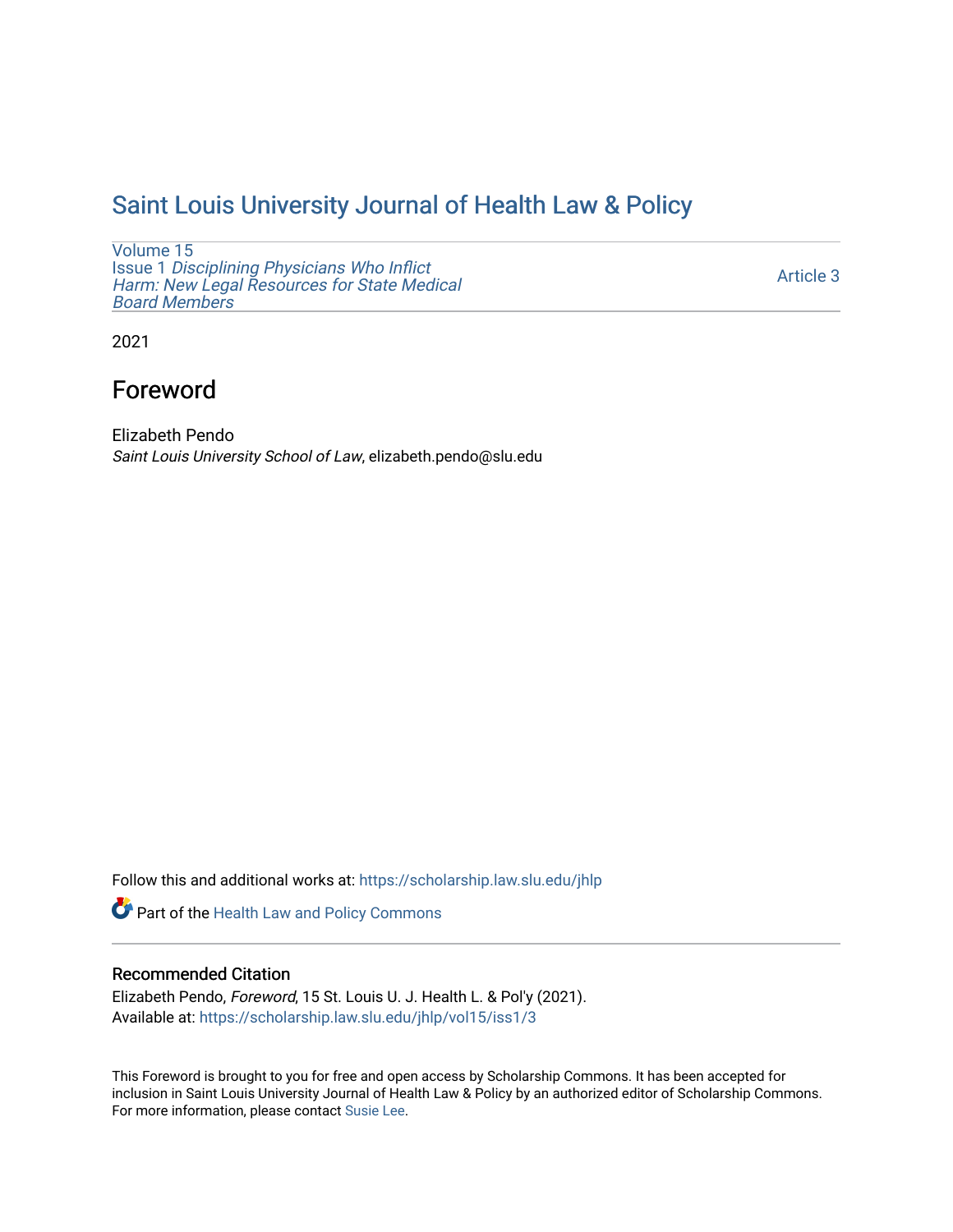# Saint Louis University Journal of Health Law & Policy

Volume 15
Issue 1 *Disciplining Physicians Who Inflict Harm: New Legal Resources for State Medical Board Members*

Article 3

2021

## Foreword

Elizabeth Pendo
*Saint Louis University School of Law*, elizabeth.pendo@slu.edu

Follow this and additional works at: https://scholarship.law.slu.edu/jhlp

Part of the Health Law and Policy Commons

### Recommended Citation

Elizabeth Pendo, *Foreword*, 15 St. Louis U. J. Health L. & Pol'y (2021).
Available at: https://scholarship.law.slu.edu/jhlp/vol15/iss1/3

This Foreword is brought to you for free and open access by Scholarship Commons. It has been accepted for inclusion in Saint Louis University Journal of Health Law & Policy by an authorized editor of Scholarship Commons. For more information, please contact Susie Lee.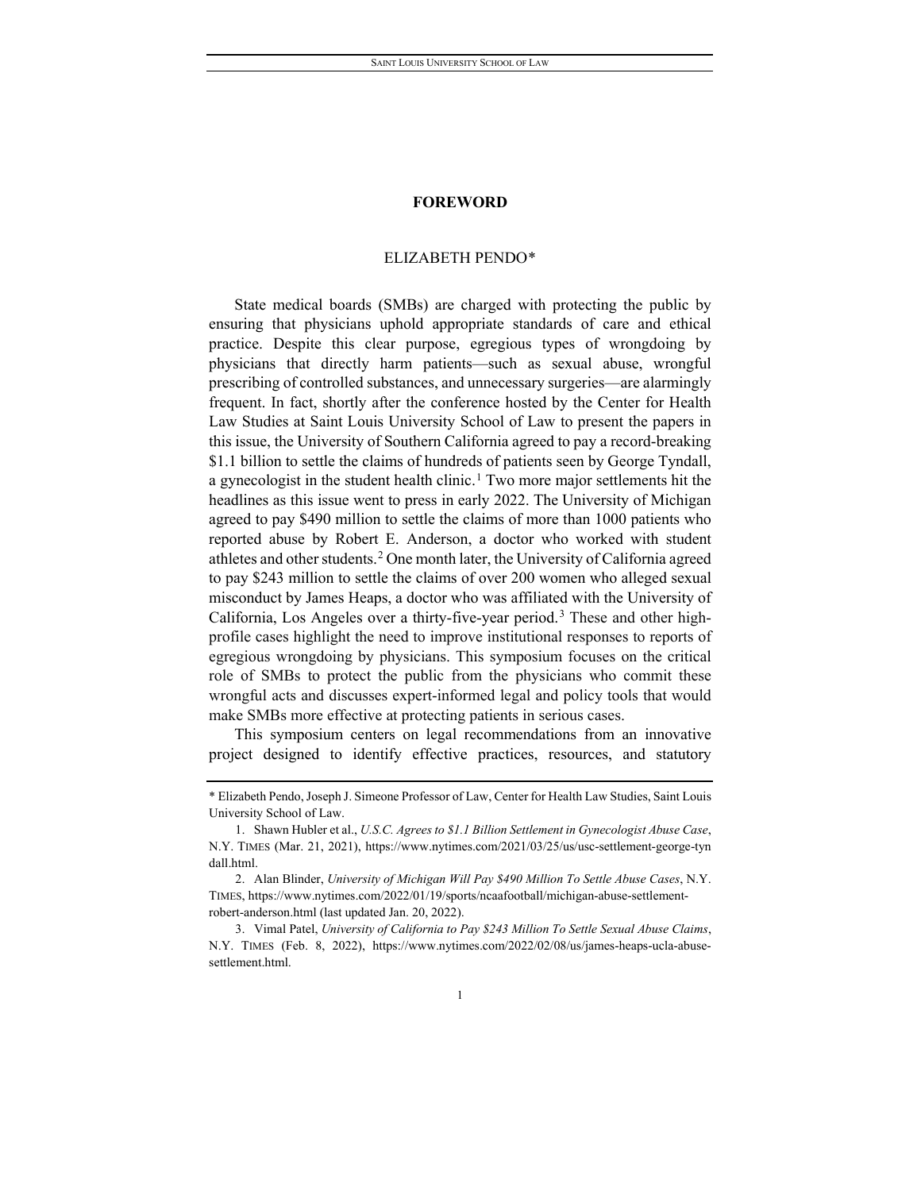# FOREWORD

ELIZABETH PENDO*

State medical boards (SMBs) are charged with protecting the public by ensuring that physicians uphold appropriate standards of care and ethical practice. Despite this clear purpose, egregious types of wrongdoing by physicians that directly harm patients—such as sexual abuse, wrongful prescribing of controlled substances, and unnecessary surgeries—are alarmingly frequent. In fact, shortly after the conference hosted by the Center for Health Law Studies at Saint Louis University School of Law to present the papers in this issue, the University of Southern California agreed to pay a record-breaking $1.1 billion to settle the claims of hundreds of patients seen by George Tyndall, a gynecologist in the student health clinic.[1] Two more major settlements hit the headlines as this issue went to press in early 2022. The University of Michigan agreed to pay $490 million to settle the claims of more than 1000 patients who reported abuse by Robert E. Anderson, a doctor who worked with student athletes and other students.[2] One month later, the University of California agreed to pay $243 million to settle the claims of over 200 women who alleged sexual misconduct by James Heaps, a doctor who was affiliated with the University of California, Los Angeles over a thirty-five-year period.[3] These and other high-profile cases highlight the need to improve institutional responses to reports of egregious wrongdoing by physicians. This symposium focuses on the critical role of SMBs to protect the public from the physicians who commit these wrongful acts and discusses expert-informed legal and policy tools that would make SMBs more effective at protecting patients in serious cases.

This symposium centers on legal recommendations from an innovative project designed to identify effective practices, resources, and statutory

---

\* Elizabeth Pendo, Joseph J. Simeone Professor of Law, Center for Health Law Studies, Saint Louis University School of Law.

1. Shawn Hubler et al., *U.S.C. Agrees to $1.1 Billion Settlement in Gynecologist Abuse Case*, N.Y. TIMES (Mar. 21, 2021), https://www.nytimes.com/2021/03/25/us/usc-settlement-george-tyndall.html.

2. Alan Blinder, *University of Michigan Will Pay $490 Million To Settle Abuse Cases*, N.Y. TIMES, https://www.nytimes.com/2022/01/19/sports/ncaafootball/michigan-abuse-settlement-robert-anderson.html (last updated Jan. 20, 2022).

3. Vimal Patel, *University of California to Pay $243 Million To Settle Sexual Abuse Claims*, N.Y. TIMES (Feb. 8, 2022), https://www.nytimes.com/2022/02/08/us/james-heaps-ucla-abuse-settlement.html.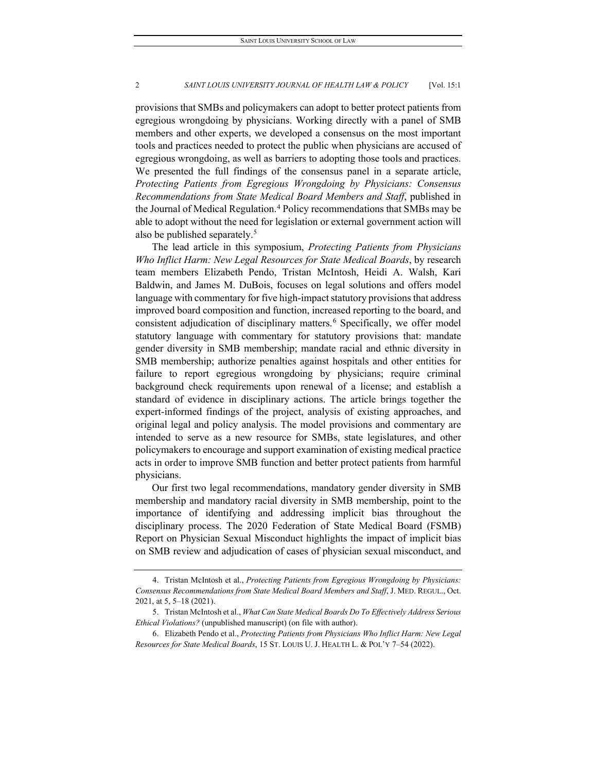provisions that SMBs and policymakers can adopt to better protect patients from egregious wrongdoing by physicians. Working directly with a panel of SMB members and other experts, we developed a consensus on the most important tools and practices needed to protect the public when physicians are accused of egregious wrongdoing, as well as barriers to adopting those tools and practices. We presented the full findings of the consensus panel in a separate article, *Protecting Patients from Egregious Wrongdoing by Physicians: Consensus Recommendations from State Medical Board Members and Staff*, published in the Journal of Medical Regulation.[4] Policy recommendations that SMBs may be able to adopt without the need for legislation or external government action will also be published separately.[5]

The lead article in this symposium, *Protecting Patients from Physicians Who Inflict Harm: New Legal Resources for State Medical Boards*, by research team members Elizabeth Pendo, Tristan McIntosh, Heidi A. Walsh, Kari Baldwin, and James M. DuBois, focuses on legal solutions and offers model language with commentary for five high-impact statutory provisions that address improved board composition and function, increased reporting to the board, and consistent adjudication of disciplinary matters.[6] Specifically, we offer model statutory language with commentary for statutory provisions that: mandate gender diversity in SMB membership; mandate racial and ethnic diversity in SMB membership; authorize penalties against hospitals and other entities for failure to report egregious wrongdoing by physicians; require criminal background check requirements upon renewal of a license; and establish a standard of evidence in disciplinary actions. The article brings together the expert-informed findings of the project, analysis of existing approaches, and original legal and policy analysis. The model provisions and commentary are intended to serve as a new resource for SMBs, state legislatures, and other policymakers to encourage and support examination of existing medical practice acts in order to improve SMB function and better protect patients from harmful physicians.

Our first two legal recommendations, mandatory gender diversity in SMB membership and mandatory racial diversity in SMB membership, point to the importance of identifying and addressing implicit bias throughout the disciplinary process. The 2020 Federation of State Medical Board (FSMB) Report on Physician Sexual Misconduct highlights the impact of implicit bias on SMB review and adjudication of cases of physician sexual misconduct, and

---

4. Tristan McIntosh et al., *Protecting Patients from Egregious Wrongdoing by Physicians: Consensus Recommendations from State Medical Board Members and Staff*, J. MED. REGUL., Oct. 2021, at 5, 5–18 (2021).

5. Tristan McIntosh et al., *What Can State Medical Boards Do To Effectively Address Serious Ethical Violations?* (unpublished manuscript) (on file with author).

6. Elizabeth Pendo et al., *Protecting Patients from Physicians Who Inflict Harm: New Legal Resources for State Medical Boards*, 15 ST. LOUIS U. J. HEALTH L. & POL'Y 7–54 (2022).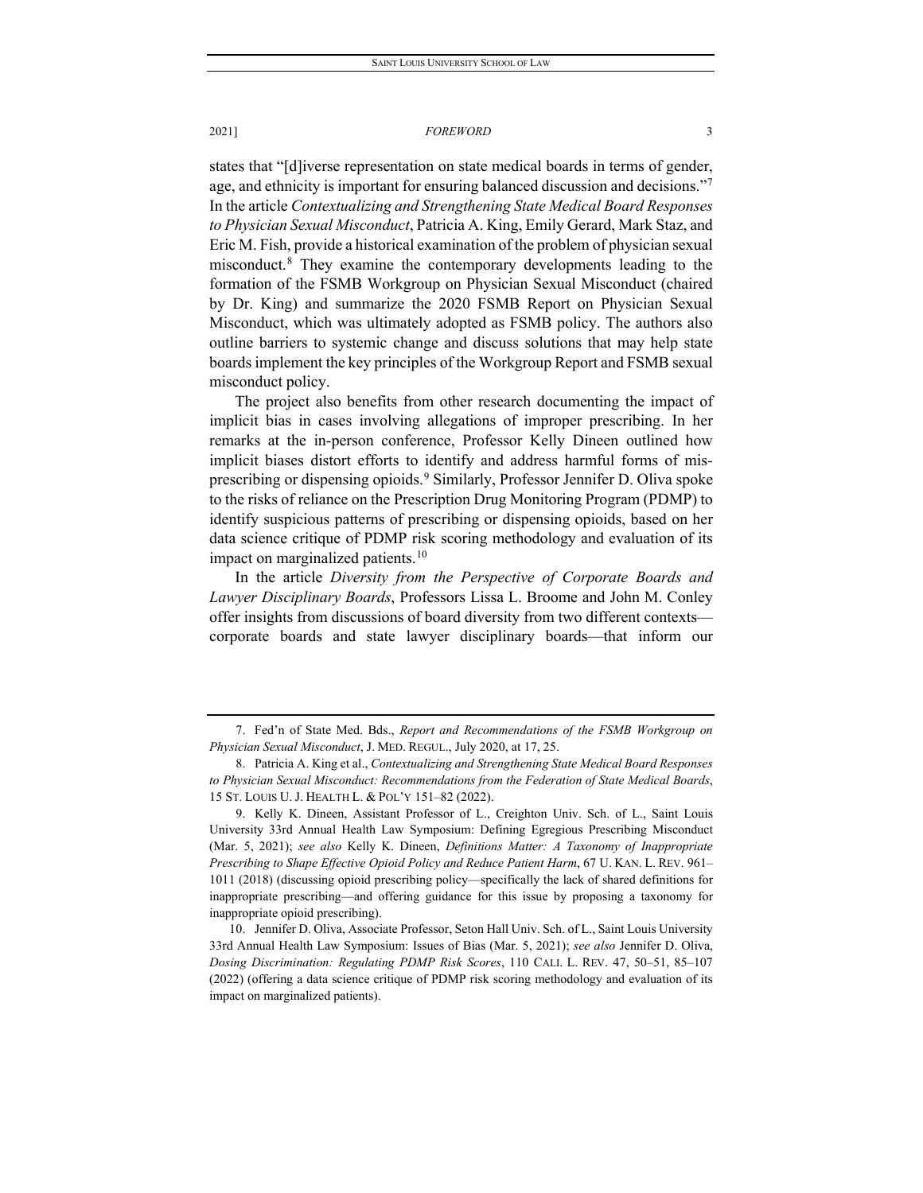states that "[d]iverse representation on state medical boards in terms of gender, age, and ethnicity is important for ensuring balanced discussion and decisions."[7] In the article *Contextualizing and Strengthening State Medical Board Responses to Physician Sexual Misconduct*, Patricia A. King, Emily Gerard, Mark Staz, and Eric M. Fish, provide a historical examination of the problem of physician sexual misconduct.[8] They examine the contemporary developments leading to the formation of the FSMB Workgroup on Physician Sexual Misconduct (chaired by Dr. King) and summarize the 2020 FSMB Report on Physician Sexual Misconduct, which was ultimately adopted as FSMB policy. The authors also outline barriers to systemic change and discuss solutions that may help state boards implement the key principles of the Workgroup Report and FSMB sexual misconduct policy.

The project also benefits from other research documenting the impact of implicit bias in cases involving allegations of improper prescribing. In her remarks at the in-person conference, Professor Kelly Dineen outlined how implicit biases distort efforts to identify and address harmful forms of mis-prescribing or dispensing opioids.[9] Similarly, Professor Jennifer D. Oliva spoke to the risks of reliance on the Prescription Drug Monitoring Program (PDMP) to identify suspicious patterns of prescribing or dispensing opioids, based on her data science critique of PDMP risk scoring methodology and evaluation of its impact on marginalized patients.[10]

In the article *Diversity from the Perspective of Corporate Boards and Lawyer Disciplinary Boards*, Professors Lissa L. Broome and John M. Conley offer insights from discussions of board diversity from two different contexts—corporate boards and state lawyer disciplinary boards—that inform our

---

7. Fed'n of State Med. Bds., *Report and Recommendations of the FSMB Workgroup on Physician Sexual Misconduct*, J. MED. REGUL., July 2020, at 17, 25.

8. Patricia A. King et al., *Contextualizing and Strengthening State Medical Board Responses to Physician Sexual Misconduct: Recommendations from the Federation of State Medical Boards*, 15 ST. LOUIS U. J. HEALTH L. & POL'Y 151–82 (2022).

9. Kelly K. Dineen, Assistant Professor of L., Creighton Univ. Sch. of L., Saint Louis University 33rd Annual Health Law Symposium: Defining Egregious Prescribing Misconduct (Mar. 5, 2021); *see also* Kelly K. Dineen, *Definitions Matter: A Taxonomy of Inappropriate Prescribing to Shape Effective Opioid Policy and Reduce Patient Harm*, 67 U. KAN. L. REV. 961–1011 (2018) (discussing opioid prescribing policy—specifically the lack of shared definitions for inappropriate prescribing—and offering guidance for this issue by proposing a taxonomy for inappropriate opioid prescribing).

10. Jennifer D. Oliva, Associate Professor, Seton Hall Univ. Sch. of L., Saint Louis University 33rd Annual Health Law Symposium: Issues of Bias (Mar. 5, 2021); *see also* Jennifer D. Oliva, *Dosing Discrimination: Regulating PDMP Risk Scores*, 110 CALI. L. REV. 47, 50–51, 85–107 (2022) (offering a data science critique of PDMP risk scoring methodology and evaluation of its impact on marginalized patients).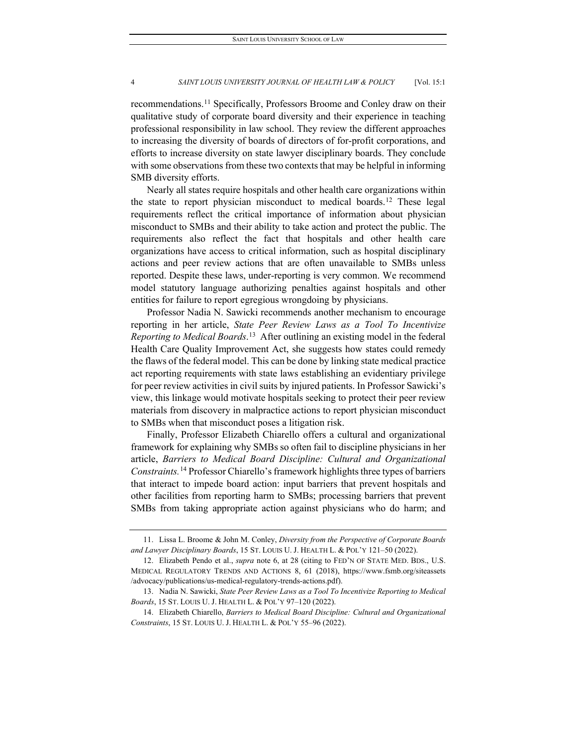recommendations.[11] Specifically, Professors Broome and Conley draw on their qualitative study of corporate board diversity and their experience in teaching professional responsibility in law school. They review the different approaches to increasing the diversity of boards of directors of for-profit corporations, and efforts to increase diversity on state lawyer disciplinary boards. They conclude with some observations from these two contexts that may be helpful in informing SMB diversity efforts.

Nearly all states require hospitals and other health care organizations within the state to report physician misconduct to medical boards.[12] These legal requirements reflect the critical importance of information about physician misconduct to SMBs and their ability to take action and protect the public. The requirements also reflect the fact that hospitals and other health care organizations have access to critical information, such as hospital disciplinary actions and peer review actions that are often unavailable to SMBs unless reported. Despite these laws, under-reporting is very common. We recommend model statutory language authorizing penalties against hospitals and other entities for failure to report egregious wrongdoing by physicians.

Professor Nadia N. Sawicki recommends another mechanism to encourage reporting in her article, *State Peer Review Laws as a Tool To Incentivize Reporting to Medical Boards*.[13] After outlining an existing model in the federal Health Care Quality Improvement Act, she suggests how states could remedy the flaws of the federal model. This can be done by linking state medical practice act reporting requirements with state laws establishing an evidentiary privilege for peer review activities in civil suits by injured patients. In Professor Sawicki's view, this linkage would motivate hospitals seeking to protect their peer review materials from discovery in malpractice actions to report physician misconduct to SMBs when that misconduct poses a litigation risk.

Finally, Professor Elizabeth Chiarello offers a cultural and organizational framework for explaining why SMBs so often fail to discipline physicians in her article, *Barriers to Medical Board Discipline: Cultural and Organizational Constraints.*[14] Professor Chiarello's framework highlights three types of barriers that interact to impede board action: input barriers that prevent hospitals and other facilities from reporting harm to SMBs; processing barriers that prevent SMBs from taking appropriate action against physicians who do harm; and

11. Lissa L. Broome & John M. Conley, *Diversity from the Perspective of Corporate Boards and Lawyer Disciplinary Boards*, 15 ST. LOUIS U. J. HEALTH L. & POL'Y 121–50 (2022).

12. Elizabeth Pendo et al., *supra* note 6, at 28 (citing to FED'N OF STATE MED. BDS., U.S. MEDICAL REGULATORY TRENDS AND ACTIONS 8, 61 (2018), https://www.fsmb.org/siteassets/advocacy/publications/us-medical-regulatory-trends-actions.pdf).

13. Nadia N. Sawicki, *State Peer Review Laws as a Tool To Incentivize Reporting to Medical Boards*, 15 ST. LOUIS U. J. HEALTH L. & POL'Y 97–120 (2022).

14. Elizabeth Chiarello, *Barriers to Medical Board Discipline: Cultural and Organizational Constraints*, 15 ST. LOUIS U. J. HEALTH L. & POL'Y 55–96 (2022).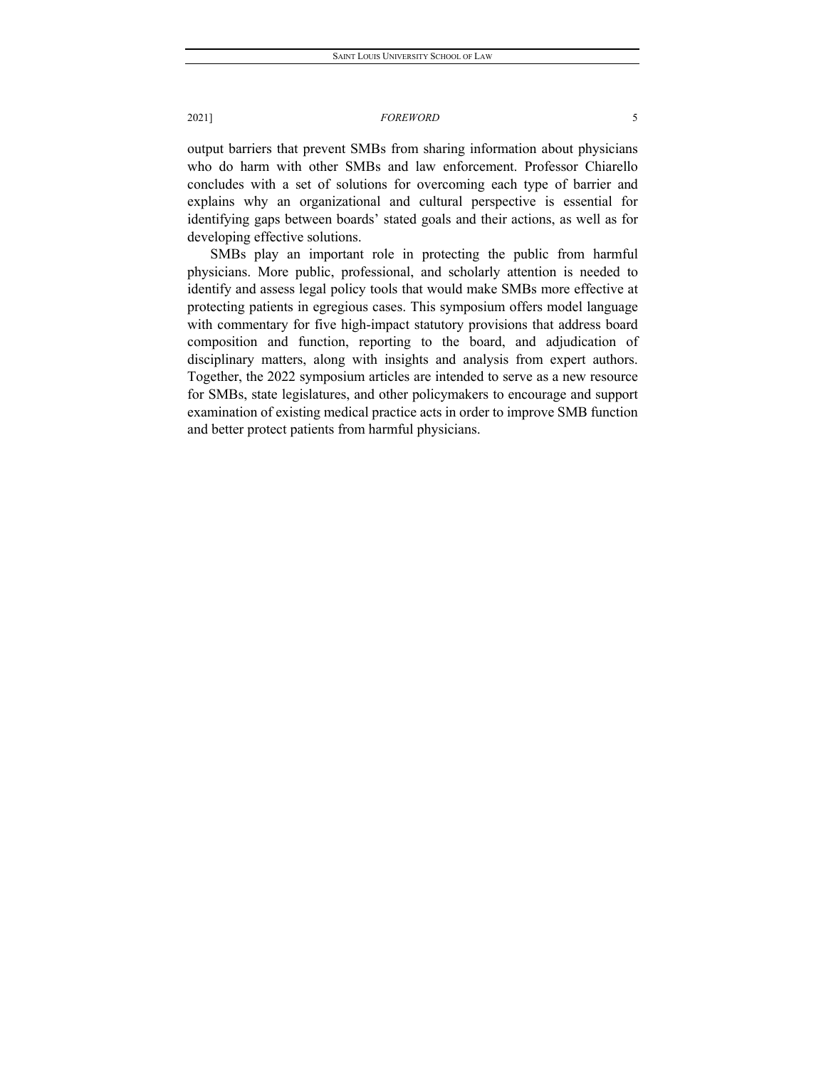output barriers that prevent SMBs from sharing information about physicians who do harm with other SMBs and law enforcement. Professor Chiarello concludes with a set of solutions for overcoming each type of barrier and explains why an organizational and cultural perspective is essential for identifying gaps between boards' stated goals and their actions, as well as for developing effective solutions.

SMBs play an important role in protecting the public from harmful physicians. More public, professional, and scholarly attention is needed to identify and assess legal policy tools that would make SMBs more effective at protecting patients in egregious cases. This symposium offers model language with commentary for five high-impact statutory provisions that address board composition and function, reporting to the board, and adjudication of disciplinary matters, along with insights and analysis from expert authors. Together, the 2022 symposium articles are intended to serve as a new resource for SMBs, state legislatures, and other policymakers to encourage and support examination of existing medical practice acts in order to improve SMB function and better protect patients from harmful physicians.